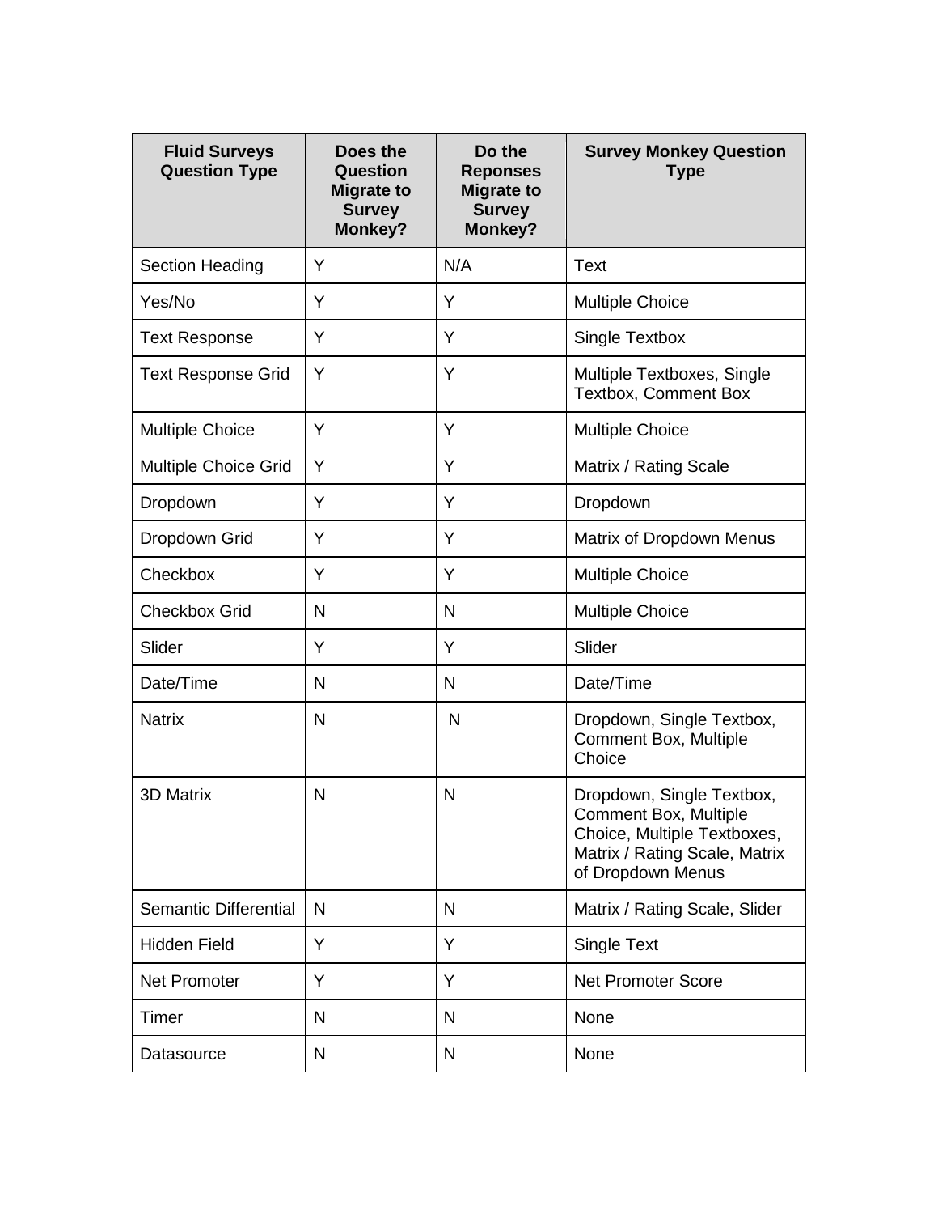| Fluid Surveys Question Type | Does the Question Migrate to Survey Monkey? | Do the Reponses Migrate to Survey Monkey? | Survey Monkey Question Type |
|---|---|---|---|
| Section Heading | Y | N/A | Text |
| Yes/No | Y | Y | Multiple Choice |
| Text Response | Y | Y | Single Textbox |
| Text Response Grid | Y | Y | Multiple Textboxes, Single Textbox, Comment Box |
| Multiple Choice | Y | Y | Multiple Choice |
| Multiple Choice Grid | Y | Y | Matrix / Rating Scale |
| Dropdown | Y | Y | Dropdown |
| Dropdown Grid | Y | Y | Matrix of Dropdown Menus |
| Checkbox | Y | Y | Multiple Choice |
| Checkbox Grid | N | N | Multiple Choice |
| Slider | Y | Y | Slider |
| Date/Time | N | N | Date/Time |
| Natrix | N | N | Dropdown, Single Textbox, Comment Box, Multiple Choice |
| 3D Matrix | N | N | Dropdown, Single Textbox, Comment Box, Multiple Choice, Multiple Textboxes, Matrix / Rating Scale, Matrix of Dropdown Menus |
| Semantic Differential | N | N | Matrix / Rating Scale, Slider |
| Hidden Field | Y | Y | Single Text |
| Net Promoter | Y | Y | Net Promoter Score |
| Timer | N | N | None |
| Datasource | N | N | None |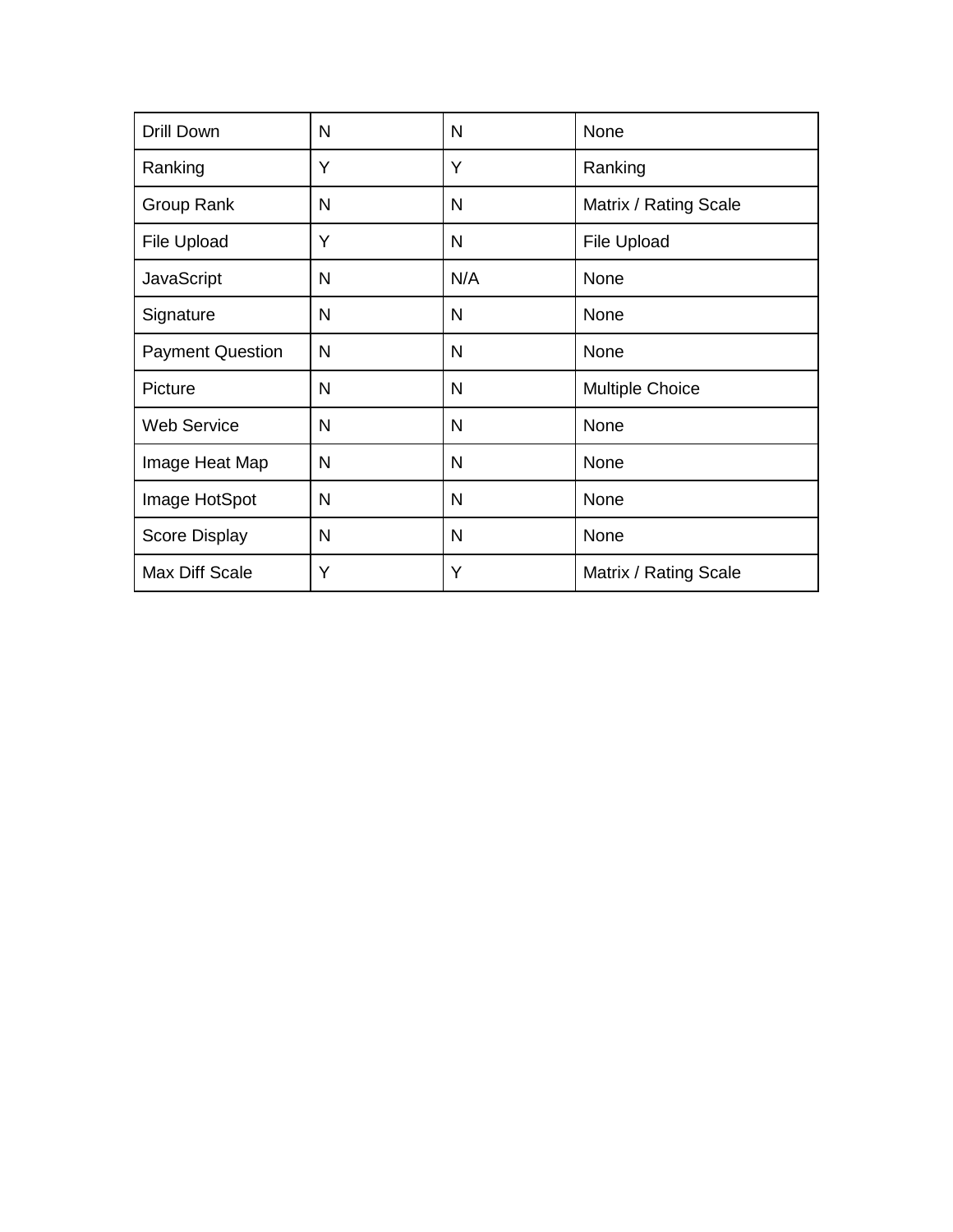| | | | |
|---|---|---|---|
| Drill Down | N | N | None |
| Ranking | Y | Y | Ranking |
| Group Rank | N | N | Matrix / Rating Scale |
| File Upload | Y | N | File Upload |
| JavaScript | N | N/A | None |
| Signature | N | N | None |
| Payment Question | N | N | None |
| Picture | N | N | Multiple Choice |
| Web Service | N | N | None |
| Image Heat Map | N | N | None |
| Image HotSpot | N | N | None |
| Score Display | N | N | None |
| Max Diff Scale | Y | Y | Matrix / Rating Scale |